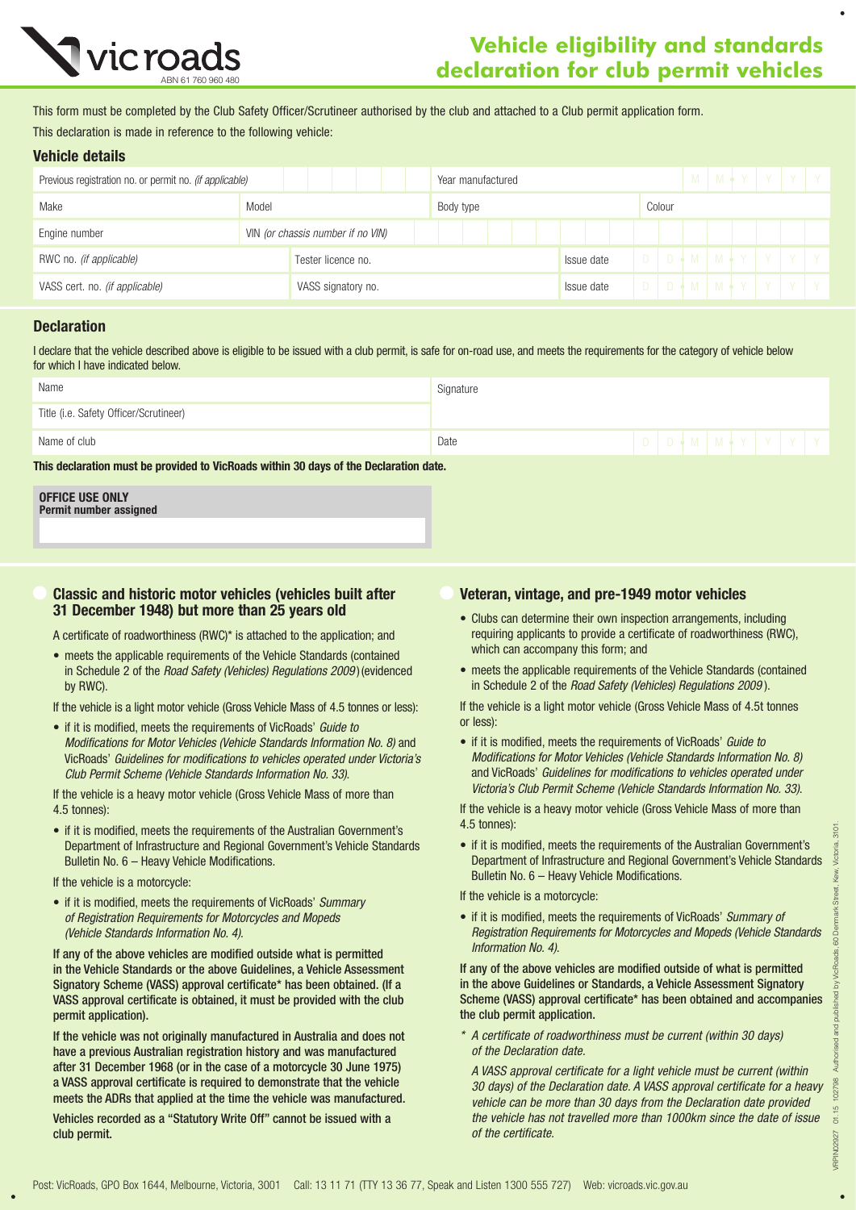vicroads
ABN 61 760 960 480

# Vehicle eligibility and standards declaration for club permit vehicles

This form must be completed by the Club Safety Officer/Scrutineer authorised by the club and attached to a Club permit application form.

This declaration is made in reference to the following vehicle:

## Vehicle details

| | | | |
|---|---|---|---|
| Previous registration no. or permit no. *(if applicable)* | | Year manufactured | M M Y Y Y Y |
| Make | Model | Body type | Colour |
| Engine number | VIN *(or chassis number if no VIN)* | | |
| RWC no. *(if applicable)* | Tester licence no. | Issue date | D D M M Y Y Y Y |
| VASS cert. no. *(if applicable)* | VASS signatory no. | Issue date | D D M M Y Y Y Y |

## Declaration

I declare that the vehicle described above is eligible to be issued with a club permit, is safe for on-road use, and meets the requirements for the category of vehicle below for which I have indicated below.

| | |
|---|---|
| Name | Signature |
| Title (i.e. Safety Officer/Scrutineer) | |
| Name of club | Date D D M M Y Y Y Y |

**This declaration must be provided to VicRoads within 30 days of the Declaration date.**

**OFFICE USE ONLY**
**Permit number assigned**

### Classic and historic motor vehicles (vehicles built after 31 December 1948) but more than 25 years old

A certificate of roadworthiness (RWC)* is attached to the application; and

- meets the applicable requirements of the Vehicle Standards (contained in Schedule 2 of the *Road Safety (Vehicles) Regulations 2009*) (evidenced by RWC).

If the vehicle is a light motor vehicle (Gross Vehicle Mass of 4.5 tonnes or less):

- if it is modified, meets the requirements of VicRoads' *Guide to Modifications for Motor Vehicles (Vehicle Standards Information No. 8)* and VicRoads' *Guidelines for modifications to vehicles operated under Victoria's Club Permit Scheme (Vehicle Standards Information No. 33).*

If the vehicle is a heavy motor vehicle (Gross Vehicle Mass of more than 4.5 tonnes):

- if it is modified, meets the requirements of the Australian Government's Department of Infrastructure and Regional Government's Vehicle Standards Bulletin No. 6 – Heavy Vehicle Modifications.

If the vehicle is a motorcycle:

- if it is modified, meets the requirements of VicRoads' *Summary of Registration Requirements for Motorcycles and Mopeds (Vehicle Standards Information No. 4).*

**If any of the above vehicles are modified outside what is permitted in the Vehicle Standards or the above Guidelines, a Vehicle Assessment Signatory Scheme (VASS) approval certificate* has been obtained. (If a VASS approval certificate is obtained, it must be provided with the club permit application).**

**If the vehicle was not originally manufactured in Australia and does not have a previous Australian registration history and was manufactured after 31 December 1968 (or in the case of a motorcycle 30 June 1975) a VASS approval certificate is required to demonstrate that the vehicle meets the ADRs that applied at the time the vehicle was manufactured.**

**Vehicles recorded as a "Statutory Write Off" cannot be issued with a club permit.**

### Veteran, vintage, and pre-1949 motor vehicles

- Clubs can determine their own inspection arrangements, including requiring applicants to provide a certificate of roadworthiness (RWC), which can accompany this form; and
- meets the applicable requirements of the Vehicle Standards (contained in Schedule 2 of the *Road Safety (Vehicles) Regulations 2009*).

If the vehicle is a light motor vehicle (Gross Vehicle Mass of 4.5t tonnes or less):

- if it is modified, meets the requirements of VicRoads' *Guide to Modifications for Motor Vehicles (Vehicle Standards Information No. 8)* and VicRoads' *Guidelines for modifications to vehicles operated under Victoria's Club Permit Scheme (Vehicle Standards Information No. 33).*

If the vehicle is a heavy motor vehicle (Gross Vehicle Mass of more than 4.5 tonnes):

- if it is modified, meets the requirements of the Australian Government's Department of Infrastructure and Regional Government's Vehicle Standards Bulletin No. 6 – Heavy Vehicle Modifications.

If the vehicle is a motorcycle:

- if it is modified, meets the requirements of VicRoads' *Summary of Registration Requirements for Motorcycles and Mopeds (Vehicle Standards Information No. 4).*

**If any of the above vehicles are modified outside of what is permitted in the above Guidelines or Standards, a Vehicle Assessment Signatory Scheme (VASS) approval certificate* has been obtained and accompanies the club permit application.**

*\* A certificate of roadworthiness must be current (within 30 days) of the Declaration date.*

*A VASS approval certificate for a light vehicle must be current (within 30 days) of the Declaration date. A VASS approval certificate for a heavy vehicle can be more than 30 days from the Declaration date provided the vehicle has not travelled more than 1000km since the date of issue of the certificate.*

Post: VicRoads, GPO Box 1644, Melbourne, Victoria, 3001 Call: 13 11 71 (TTY 13 36 77, Speak and Listen 1300 555 727) Web: vicroads.vic.gov.au

VRPIN02927 01.15 102798 Authorised and published by VicRoads, 60 Denmark Street, Kew, Victoria, 3101.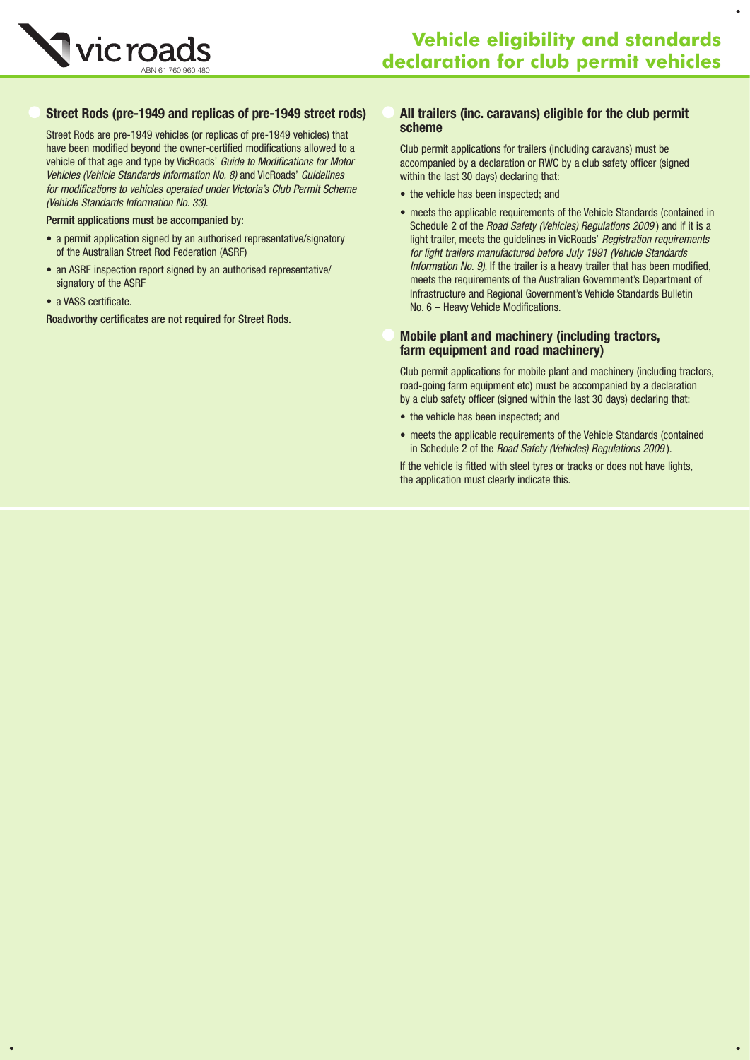# Vehicle eligibility and standards declaration for club permit vehicles

### Street Rods (pre-1949 and replicas of pre-1949 street rods)

Street Rods are pre-1949 vehicles (or replicas of pre-1949 vehicles) that have been modified beyond the owner-certified modifications allowed to a vehicle of that age and type by VicRoads' *Guide to Modifications for Motor Vehicles (Vehicle Standards Information No. 8)* and VicRoads' *Guidelines for modifications to vehicles operated under Victoria's Club Permit Scheme (Vehicle Standards Information No. 33).*

Permit applications must be accompanied by:

- a permit application signed by an authorised representative/signatory of the Australian Street Rod Federation (ASRF)
- an ASRF inspection report signed by an authorised representative/signatory of the ASRF
- a VASS certificate.

Roadworthy certificates are not required for Street Rods.

### All trailers (inc. caravans) eligible for the club permit scheme

Club permit applications for trailers (including caravans) must be accompanied by a declaration or RWC by a club safety officer (signed within the last 30 days) declaring that:

- the vehicle has been inspected; and
- meets the applicable requirements of the Vehicle Standards (contained in Schedule 2 of the *Road Safety (Vehicles) Regulations 2009*) and if it is a light trailer, meets the guidelines in VicRoads' *Registration requirements for light trailers manufactured before July 1991 (Vehicle Standards Information No. 9).* If the trailer is a heavy trailer that has been modified, meets the requirements of the Australian Government's Department of Infrastructure and Regional Government's Vehicle Standards Bulletin No. 6 – Heavy Vehicle Modifications.

### Mobile plant and machinery (including tractors, farm equipment and road machinery)

Club permit applications for mobile plant and machinery (including tractors, road-going farm equipment etc) must be accompanied by a declaration by a club safety officer (signed within the last 30 days) declaring that:

- the vehicle has been inspected; and
- meets the applicable requirements of the Vehicle Standards (contained in Schedule 2 of the *Road Safety (Vehicles) Regulations 2009*).

If the vehicle is fitted with steel tyres or tracks or does not have lights, the application must clearly indicate this.